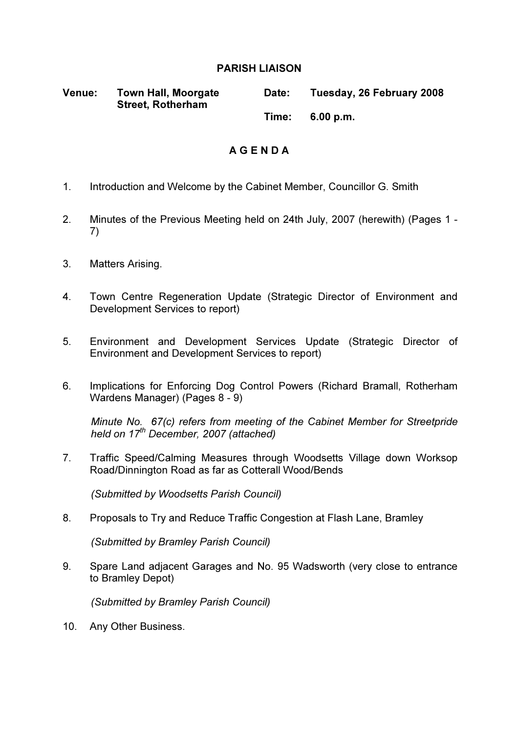# PARISH LIAISON

**Venue:** **Town Hall, Moorgate Street, Rotherham**

**Date:** **Tuesday, 26 February 2008**

**Time:** **6.00 p.m.**

## A G E N D A

1. Introduction and Welcome by the Cabinet Member, Councillor G. Smith

2. Minutes of the Previous Meeting held on 24th July, 2007 (herewith) (Pages 1 - 7)

3. Matters Arising.

4. Town Centre Regeneration Update (Strategic Director of Environment and Development Services to report)

5. Environment and Development Services Update (Strategic Director of Environment and Development Services to report)

6. Implications for Enforcing Dog Control Powers (Richard Bramall, Rotherham Wardens Manager) (Pages 8 - 9)

   *Minute No. 67(c) refers from meeting of the Cabinet Member for Streetpride held on 17th December, 2007 (attached)*

7. Traffic Speed/Calming Measures through Woodsetts Village down Worksop Road/Dinnington Road as far as Cotterall Wood/Bends

   *(Submitted by Woodsetts Parish Council)*

8. Proposals to Try and Reduce Traffic Congestion at Flash Lane, Bramley

   *(Submitted by Bramley Parish Council)*

9. Spare Land adjacent Garages and No. 95 Wadsworth (very close to entrance to Bramley Depot)

   *(Submitted by Bramley Parish Council)*

10. Any Other Business.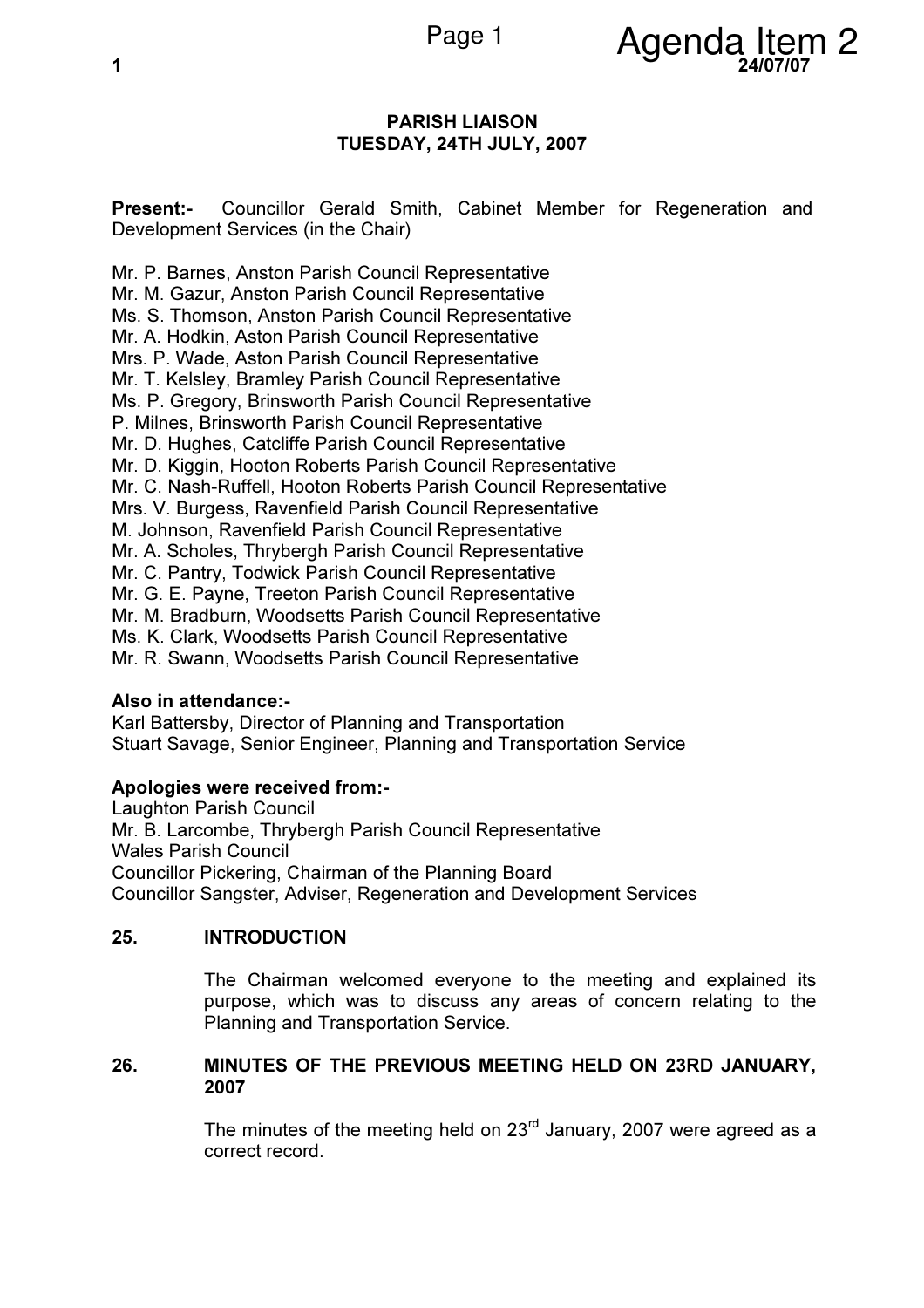# PARISH LIAISON
## TUESDAY, 24TH JULY, 2007

**Present:-** Councillor Gerald Smith, Cabinet Member for Regeneration and Development Services (in the Chair)

Mr. P. Barnes, Anston Parish Council Representative
Mr. M. Gazur, Anston Parish Council Representative
Ms. S. Thomson, Anston Parish Council Representative
Mr. A. Hodkin, Aston Parish Council Representative
Mrs. P. Wade, Aston Parish Council Representative
Mr. T. Kelsley, Bramley Parish Council Representative
Ms. P. Gregory, Brinsworth Parish Council Representative
P. Milnes, Brinsworth Parish Council Representative
Mr. D. Hughes, Catcliffe Parish Council Representative
Mr. D. Kiggin, Hooton Roberts Parish Council Representative
Mr. C. Nash-Ruffell, Hooton Roberts Parish Council Representative
Mrs. V. Burgess, Ravenfield Parish Council Representative
M. Johnson, Ravenfield Parish Council Representative
Mr. A. Scholes, Thrybergh Parish Council Representative
Mr. C. Pantry, Todwick Parish Council Representative
Mr. G. E. Payne, Treeton Parish Council Representative
Mr. M. Bradburn, Woodsetts Parish Council Representative
Ms. K. Clark, Woodsetts Parish Council Representative
Mr. R. Swann, Woodsetts Parish Council Representative

**Also in attendance:-**
Karl Battersby, Director of Planning and Transportation
Stuart Savage, Senior Engineer, Planning and Transportation Service

**Apologies were received from:-**
Laughton Parish Council
Mr. B. Larcombe, Thrybergh Parish Council Representative
Wales Parish Council
Councillor Pickering, Chairman of the Planning Board
Councillor Sangster, Adviser, Regeneration and Development Services

### 25. INTRODUCTION

The Chairman welcomed everyone to the meeting and explained its purpose, which was to discuss any areas of concern relating to the Planning and Transportation Service.

### 26. MINUTES OF THE PREVIOUS MEETING HELD ON 23RD JANUARY, 2007

The minutes of the meeting held on 23rd January, 2007 were agreed as a correct record.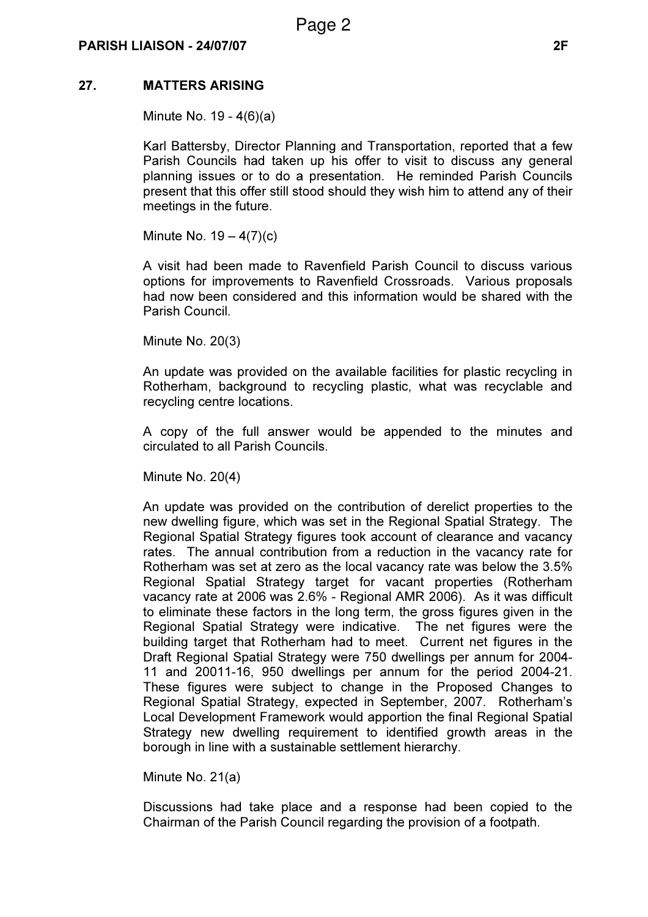## 27. MATTERS ARISING

Minute No. 19 - 4(6)(a)

Karl Battersby, Director Planning and Transportation, reported that a few Parish Councils had taken up his offer to visit to discuss any general planning issues or to do a presentation. He reminded Parish Councils present that this offer still stood should they wish him to attend any of their meetings in the future.

Minute No. 19 – 4(7)(c)

A visit had been made to Ravenfield Parish Council to discuss various options for improvements to Ravenfield Crossroads. Various proposals had now been considered and this information would be shared with the Parish Council.

Minute No. 20(3)

An update was provided on the available facilities for plastic recycling in Rotherham, background to recycling plastic, what was recyclable and recycling centre locations.

A copy of the full answer would be appended to the minutes and circulated to all Parish Councils.

Minute No. 20(4)

An update was provided on the contribution of derelict properties to the new dwelling figure, which was set in the Regional Spatial Strategy. The Regional Spatial Strategy figures took account of clearance and vacancy rates. The annual contribution from a reduction in the vacancy rate for Rotherham was set at zero as the local vacancy rate was below the 3.5% Regional Spatial Strategy target for vacant properties (Rotherham vacancy rate at 2006 was 2.6% - Regional AMR 2006). As it was difficult to eliminate these factors in the long term, the gross figures given in the Regional Spatial Strategy were indicative. The net figures were the building target that Rotherham had to meet. Current net figures in the Draft Regional Spatial Strategy were 750 dwellings per annum for 2004-11 and 20011-16, 950 dwellings per annum for the period 2004-21. These figures were subject to change in the Proposed Changes to Regional Spatial Strategy, expected in September, 2007. Rotherham's Local Development Framework would apportion the final Regional Spatial Strategy new dwelling requirement to identified growth areas in the borough in line with a sustainable settlement hierarchy.

Minute No. 21(a)

Discussions had take place and a response had been copied to the Chairman of the Parish Council regarding the provision of a footpath.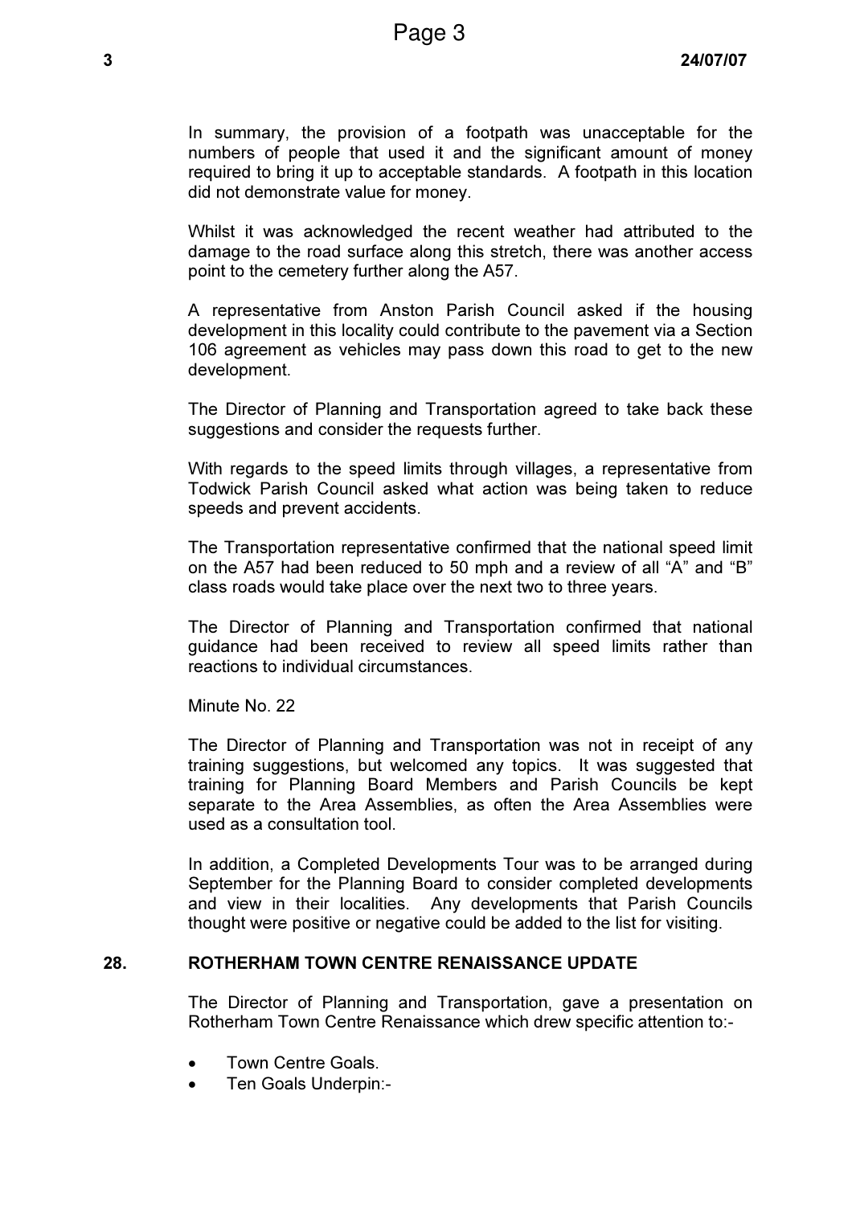In summary, the provision of a footpath was unacceptable for the numbers of people that used it and the significant amount of money required to bring it up to acceptable standards. A footpath in this location did not demonstrate value for money.

Whilst it was acknowledged the recent weather had attributed to the damage to the road surface along this stretch, there was another access point to the cemetery further along the A57.

A representative from Anston Parish Council asked if the housing development in this locality could contribute to the pavement via a Section 106 agreement as vehicles may pass down this road to get to the new development.

The Director of Planning and Transportation agreed to take back these suggestions and consider the requests further.

With regards to the speed limits through villages, a representative from Todwick Parish Council asked what action was being taken to reduce speeds and prevent accidents.

The Transportation representative confirmed that the national speed limit on the A57 had been reduced to 50 mph and a review of all "A" and "B" class roads would take place over the next two to three years.

The Director of Planning and Transportation confirmed that national guidance had been received to review all speed limits rather than reactions to individual circumstances.

Minute No. 22

The Director of Planning and Transportation was not in receipt of any training suggestions, but welcomed any topics. It was suggested that training for Planning Board Members and Parish Councils be kept separate to the Area Assemblies, as often the Area Assemblies were used as a consultation tool.

In addition, a Completed Developments Tour was to be arranged during September for the Planning Board to consider completed developments and view in their localities. Any developments that Parish Councils thought were positive or negative could be added to the list for visiting.

## 28. ROTHERHAM TOWN CENTRE RENAISSANCE UPDATE

The Director of Planning and Transportation, gave a presentation on Rotherham Town Centre Renaissance which drew specific attention to:-

- Town Centre Goals.
- Ten Goals Underpin:-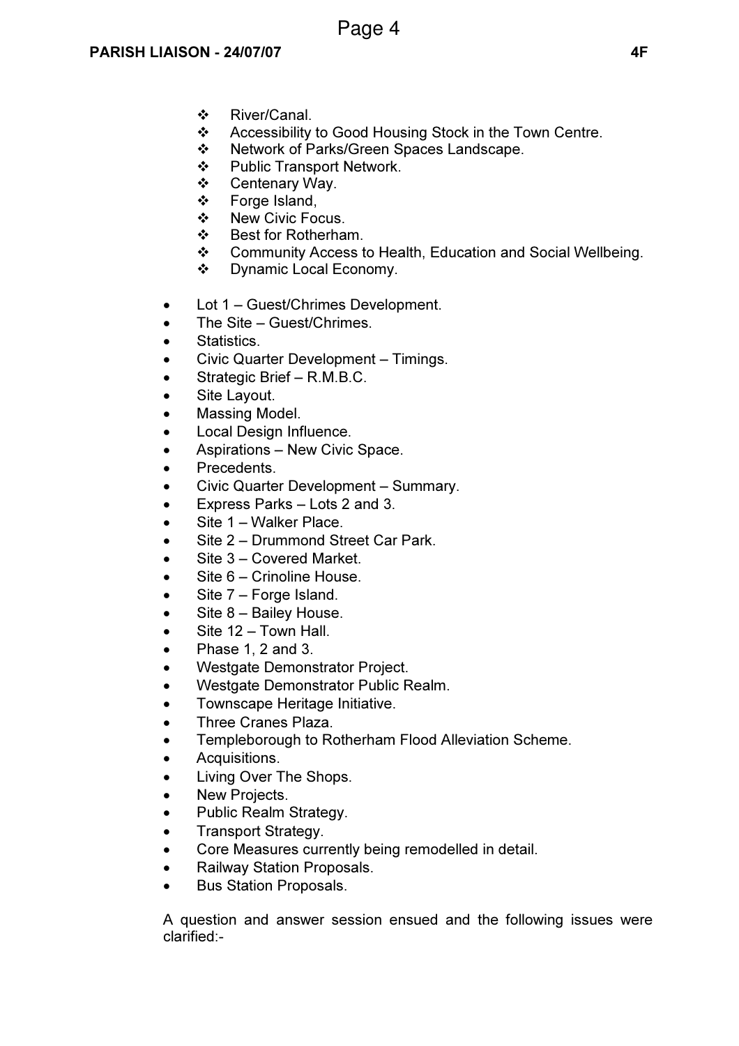- River/Canal.
- Accessibility to Good Housing Stock in the Town Centre.
- Network of Parks/Green Spaces Landscape.
- Public Transport Network.
- Centenary Way.
- Forge Island,
- New Civic Focus.
- Best for Rotherham.
- Community Access to Health, Education and Social Wellbeing.
- Dynamic Local Economy.

- Lot 1 – Guest/Chrimes Development.
- The Site – Guest/Chrimes.
- Statistics.
- Civic Quarter Development – Timings.
- Strategic Brief – R.M.B.C.
- Site Layout.
- Massing Model.
- Local Design Influence.
- Aspirations – New Civic Space.
- Precedents.
- Civic Quarter Development – Summary.
- Express Parks – Lots 2 and 3.
- Site 1 – Walker Place.
- Site 2 – Drummond Street Car Park.
- Site 3 – Covered Market.
- Site 6 – Crinoline House.
- Site 7 – Forge Island.
- Site 8 – Bailey House.
- Site 12 – Town Hall.
- Phase 1, 2 and 3.
- Westgate Demonstrator Project.
- Westgate Demonstrator Public Realm.
- Townscape Heritage Initiative.
- Three Cranes Plaza.
- Templeborough to Rotherham Flood Alleviation Scheme.
- Acquisitions.
- Living Over The Shops.
- New Projects.
- Public Realm Strategy.
- Transport Strategy.
- Core Measures currently being remodelled in detail.
- Railway Station Proposals.
- Bus Station Proposals.

A question and answer session ensued and the following issues were clarified:-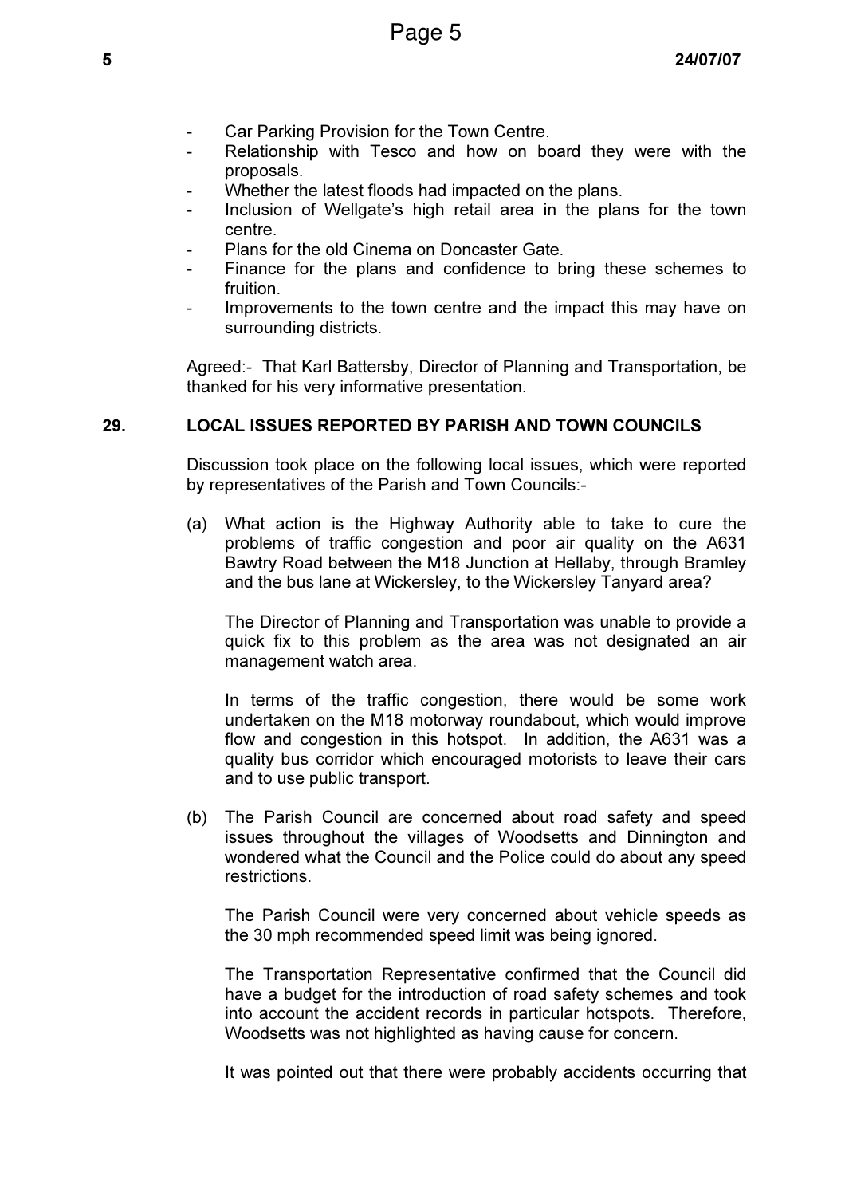- Car Parking Provision for the Town Centre.
- Relationship with Tesco and how on board they were with the proposals.
- Whether the latest floods had impacted on the plans.
- Inclusion of Wellgate's high retail area in the plans for the town centre.
- Plans for the old Cinema on Doncaster Gate.
- Finance for the plans and confidence to bring these schemes to fruition.
- Improvements to the town centre and the impact this may have on surrounding districts.

Agreed:- That Karl Battersby, Director of Planning and Transportation, be thanked for his very informative presentation.

**29. LOCAL ISSUES REPORTED BY PARISH AND TOWN COUNCILS**

Discussion took place on the following local issues, which were reported by representatives of the Parish and Town Councils:-

(a) What action is the Highway Authority able to take to cure the problems of traffic congestion and poor air quality on the A631 Bawtry Road between the M18 Junction at Hellaby, through Bramley and the bus lane at Wickersley, to the Wickersley Tanyard area?

The Director of Planning and Transportation was unable to provide a quick fix to this problem as the area was not designated an air management watch area.

In terms of the traffic congestion, there would be some work undertaken on the M18 motorway roundabout, which would improve flow and congestion in this hotspot. In addition, the A631 was a quality bus corridor which encouraged motorists to leave their cars and to use public transport.

(b) The Parish Council are concerned about road safety and speed issues throughout the villages of Woodsetts and Dinnington and wondered what the Council and the Police could do about any speed restrictions.

The Parish Council were very concerned about vehicle speeds as the 30 mph recommended speed limit was being ignored.

The Transportation Representative confirmed that the Council did have a budget for the introduction of road safety schemes and took into account the accident records in particular hotspots. Therefore, Woodsetts was not highlighted as having cause for concern.

It was pointed out that there were probably accidents occurring that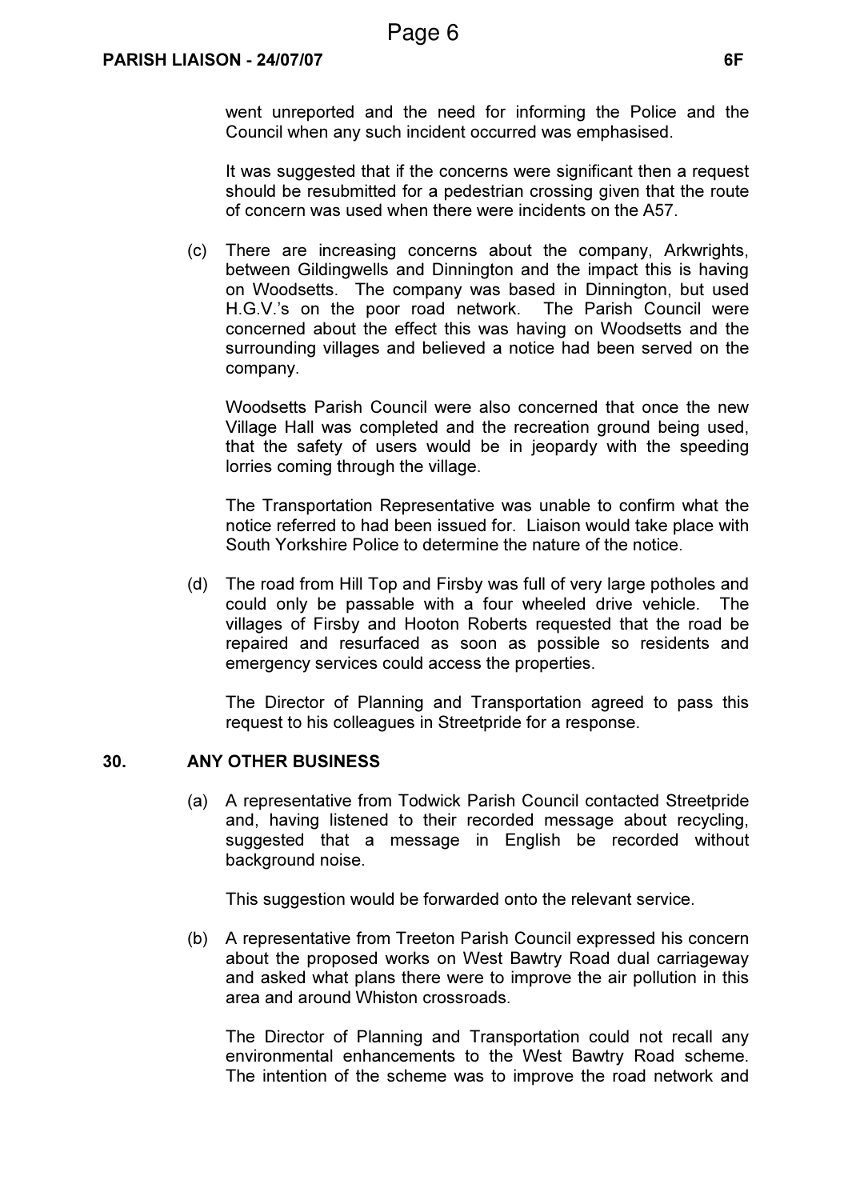went unreported and the need for informing the Police and the Council when any such incident occurred was emphasised.

It was suggested that if the concerns were significant then a request should be resubmitted for a pedestrian crossing given that the route of concern was used when there were incidents on the A57.

(c) There are increasing concerns about the company, Arkwrights, between Gildingwells and Dinnington and the impact this is having on Woodsetts. The company was based in Dinnington, but used H.G.V.'s on the poor road network. The Parish Council were concerned about the effect this was having on Woodsetts and the surrounding villages and believed a notice had been served on the company.

Woodsetts Parish Council were also concerned that once the new Village Hall was completed and the recreation ground being used, that the safety of users would be in jeopardy with the speeding lorries coming through the village.

The Transportation Representative was unable to confirm what the notice referred to had been issued for. Liaison would take place with South Yorkshire Police to determine the nature of the notice.

(d) The road from Hill Top and Firsby was full of very large potholes and could only be passable with a four wheeled drive vehicle. The villages of Firsby and Hooton Roberts requested that the road be repaired and resurfaced as soon as possible so residents and emergency services could access the properties.

The Director of Planning and Transportation agreed to pass this request to his colleagues in Streetpride for a response.

## 30. ANY OTHER BUSINESS

(a) A representative from Todwick Parish Council contacted Streetpride and, having listened to their recorded message about recycling, suggested that a message in English be recorded without background noise.

This suggestion would be forwarded onto the relevant service.

(b) A representative from Treeton Parish Council expressed his concern about the proposed works on West Bawtry Road dual carriageway and asked what plans there were to improve the air pollution in this area and around Whiston crossroads.

The Director of Planning and Transportation could not recall any environmental enhancements to the West Bawtry Road scheme. The intention of the scheme was to improve the road network and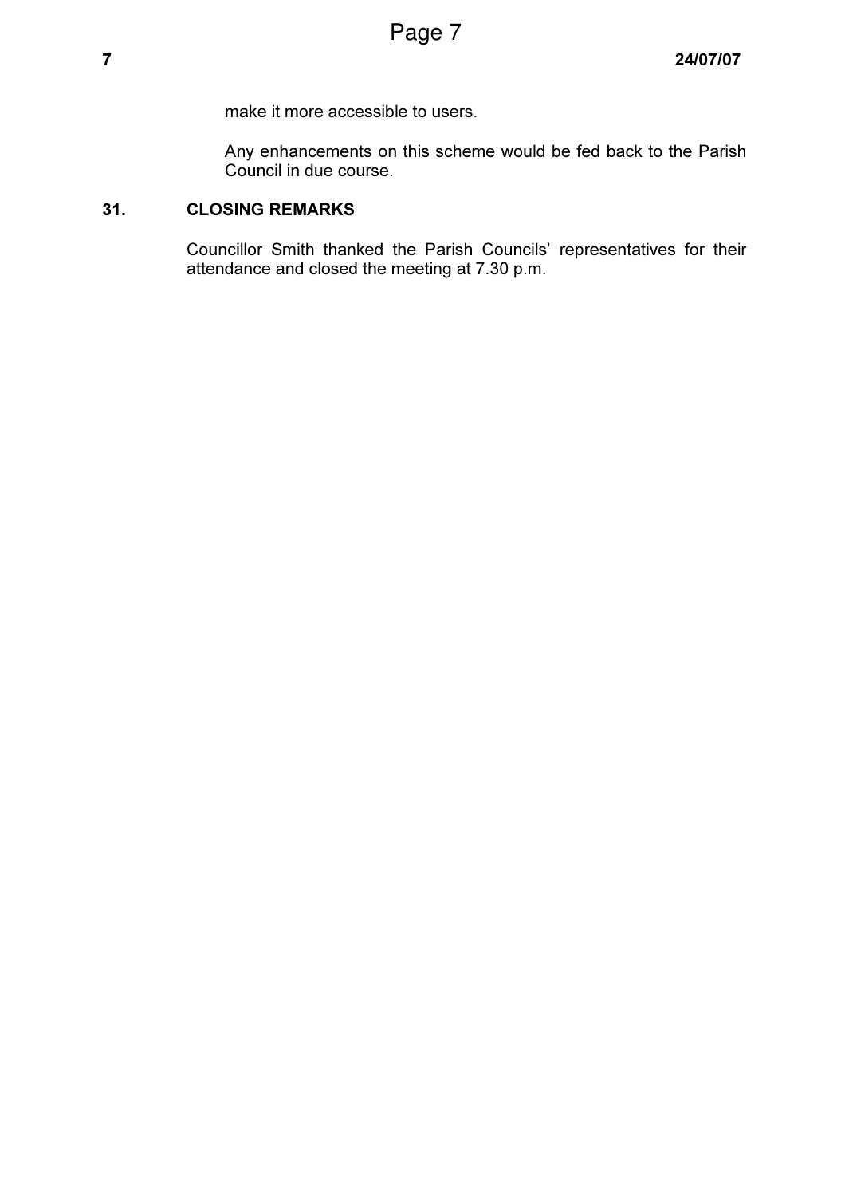make it more accessible to users.

Any enhancements on this scheme would be fed back to the Parish Council in due course.

**31. CLOSING REMARKS**

Councillor Smith thanked the Parish Councils' representatives for their attendance and closed the meeting at 7.30 p.m.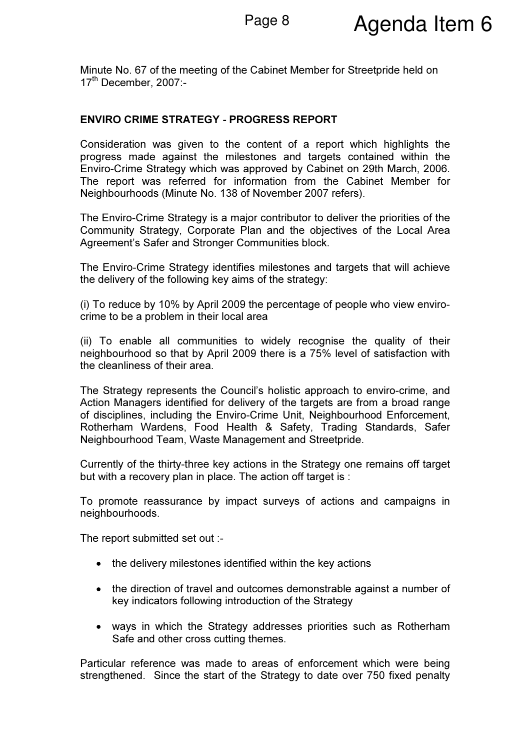Minute No. 67 of the meeting of the Cabinet Member for Streetpride held on 17th December, 2007:-

**ENVIRO CRIME STRATEGY - PROGRESS REPORT**

Consideration was given to the content of a report which highlights the progress made against the milestones and targets contained within the Enviro-Crime Strategy which was approved by Cabinet on 29th March, 2006. The report was referred for information from the Cabinet Member for Neighbourhoods (Minute No. 138 of November 2007 refers).

The Enviro-Crime Strategy is a major contributor to deliver the priorities of the Community Strategy, Corporate Plan and the objectives of the Local Area Agreement's Safer and Stronger Communities block.

The Enviro-Crime Strategy identifies milestones and targets that will achieve the delivery of the following key aims of the strategy:

(i) To reduce by 10% by April 2009 the percentage of people who view enviro-crime to be a problem in their local area

(ii) To enable all communities to widely recognise the quality of their neighbourhood so that by April 2009 there is a 75% level of satisfaction with the cleanliness of their area.

The Strategy represents the Council's holistic approach to enviro-crime, and Action Managers identified for delivery of the targets are from a broad range of disciplines, including the Enviro-Crime Unit, Neighbourhood Enforcement, Rotherham Wardens, Food Health & Safety, Trading Standards, Safer Neighbourhood Team, Waste Management and Streetpride.

Currently of the thirty-three key actions in the Strategy one remains off target but with a recovery plan in place. The action off target is :

To promote reassurance by impact surveys of actions and campaigns in neighbourhoods.

The report submitted set out :-

- the delivery milestones identified within the key actions
- the direction of travel and outcomes demonstrable against a number of key indicators following introduction of the Strategy
- ways in which the Strategy addresses priorities such as Rotherham Safe and other cross cutting themes.

Particular reference was made to areas of enforcement which were being strengthened. Since the start of the Strategy to date over 750 fixed penalty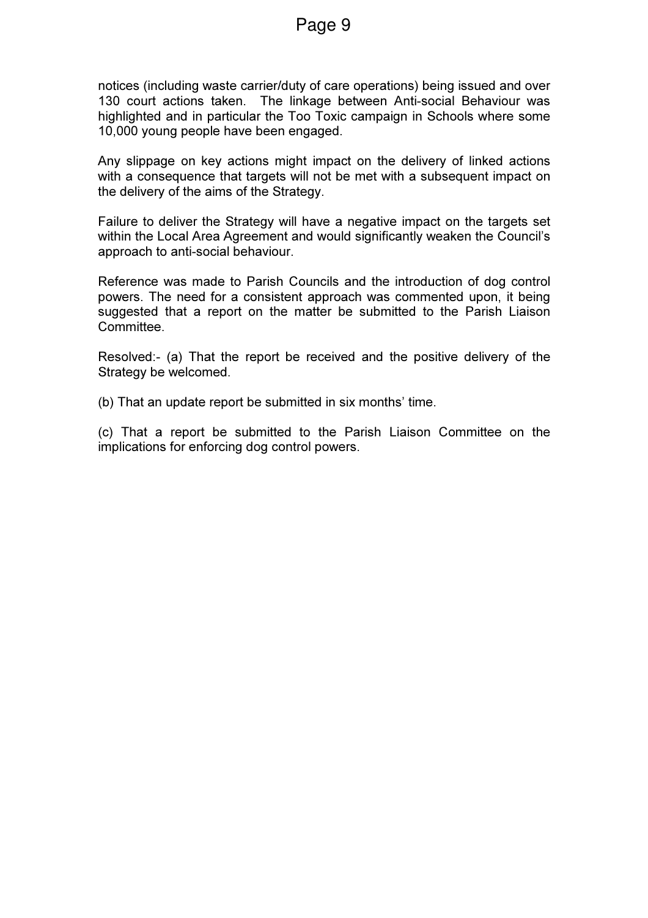notices (including waste carrier/duty of care operations) being issued and over 130 court actions taken. The linkage between Anti-social Behaviour was highlighted and in particular the Too Toxic campaign in Schools where some 10,000 young people have been engaged.

Any slippage on key actions might impact on the delivery of linked actions with a consequence that targets will not be met with a subsequent impact on the delivery of the aims of the Strategy.

Failure to deliver the Strategy will have a negative impact on the targets set within the Local Area Agreement and would significantly weaken the Council's approach to anti-social behaviour.

Reference was made to Parish Councils and the introduction of dog control powers. The need for a consistent approach was commented upon, it being suggested that a report on the matter be submitted to the Parish Liaison Committee.

Resolved:- (a) That the report be received and the positive delivery of the Strategy be welcomed.

(b) That an update report be submitted in six months' time.

(c) That a report be submitted to the Parish Liaison Committee on the implications for enforcing dog control powers.